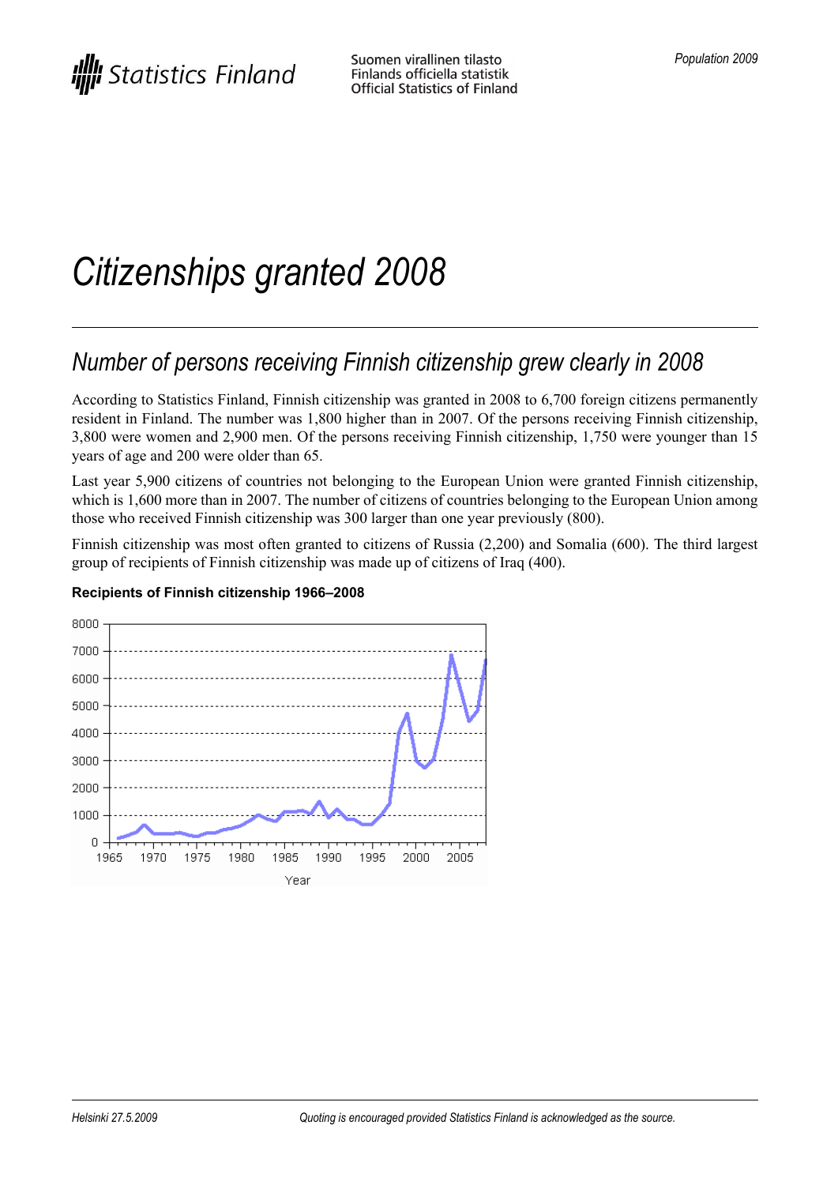# Citizenships granted 2008

## Number of persons receiving Finnish citizenship grew clearly in 2008

According to Statistics Finland, Finnish citizenship was granted in 2008 to 6,700 foreign citizens permanently resident in Finland. The number was 1,800 higher than in 2007. Of the persons receiving Finnish citizenship, 3,800 were women and 2,900 men. Of the persons receiving Finnish citizenship, 1,750 were younger than 15 years of age and 200 were older than 65.

Last year 5,900 citizens of countries not belonging to the European Union were granted Finnish citizenship, which is 1,600 more than in 2007. The number of citizens of countries belonging to the European Union among those who received Finnish citizenship was 300 larger than one year previously (800).

Finnish citizenship was most often granted to citizens of Russia (2,200) and Somalia (600). The third largest group of recipients of Finnish citizenship was made up of citizens of Iraq (400).

**Recipients of Finnish citizenship 1966–2008**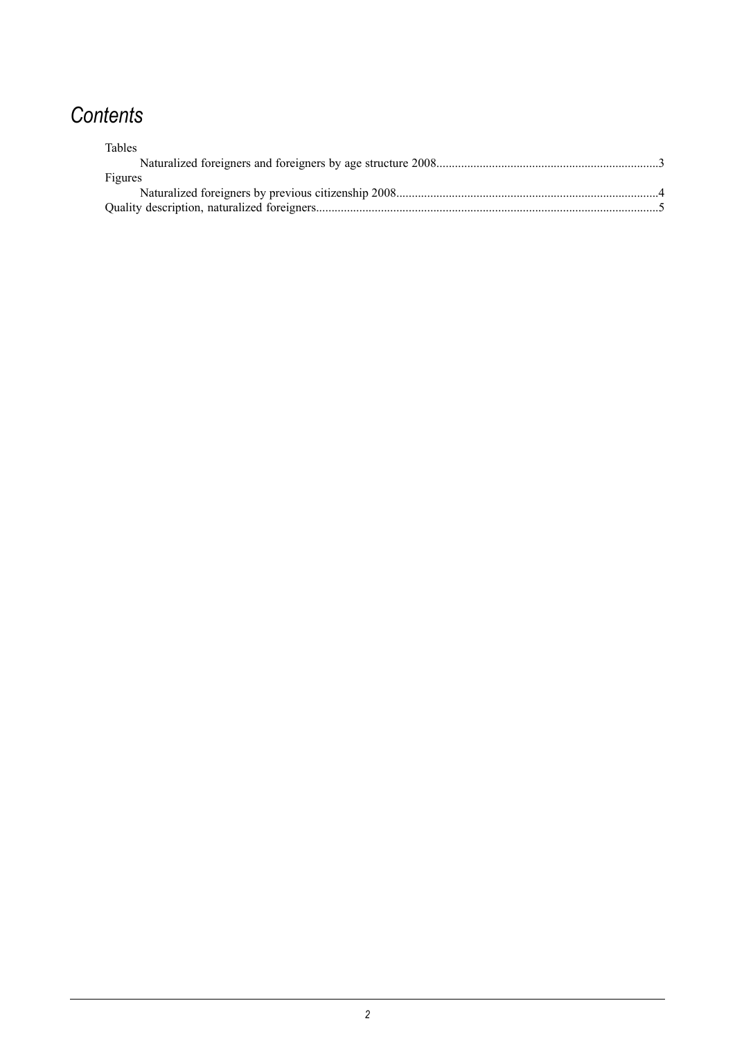## *Contents*

- Tables
  - Naturalized foreigners and foreigners by age structure 2008.......................................................................3
- Figures
  - Naturalized foreigners by previous citizenship 2008....................................................................................4
- Quality description, naturalized foreigners.............................................................................................................5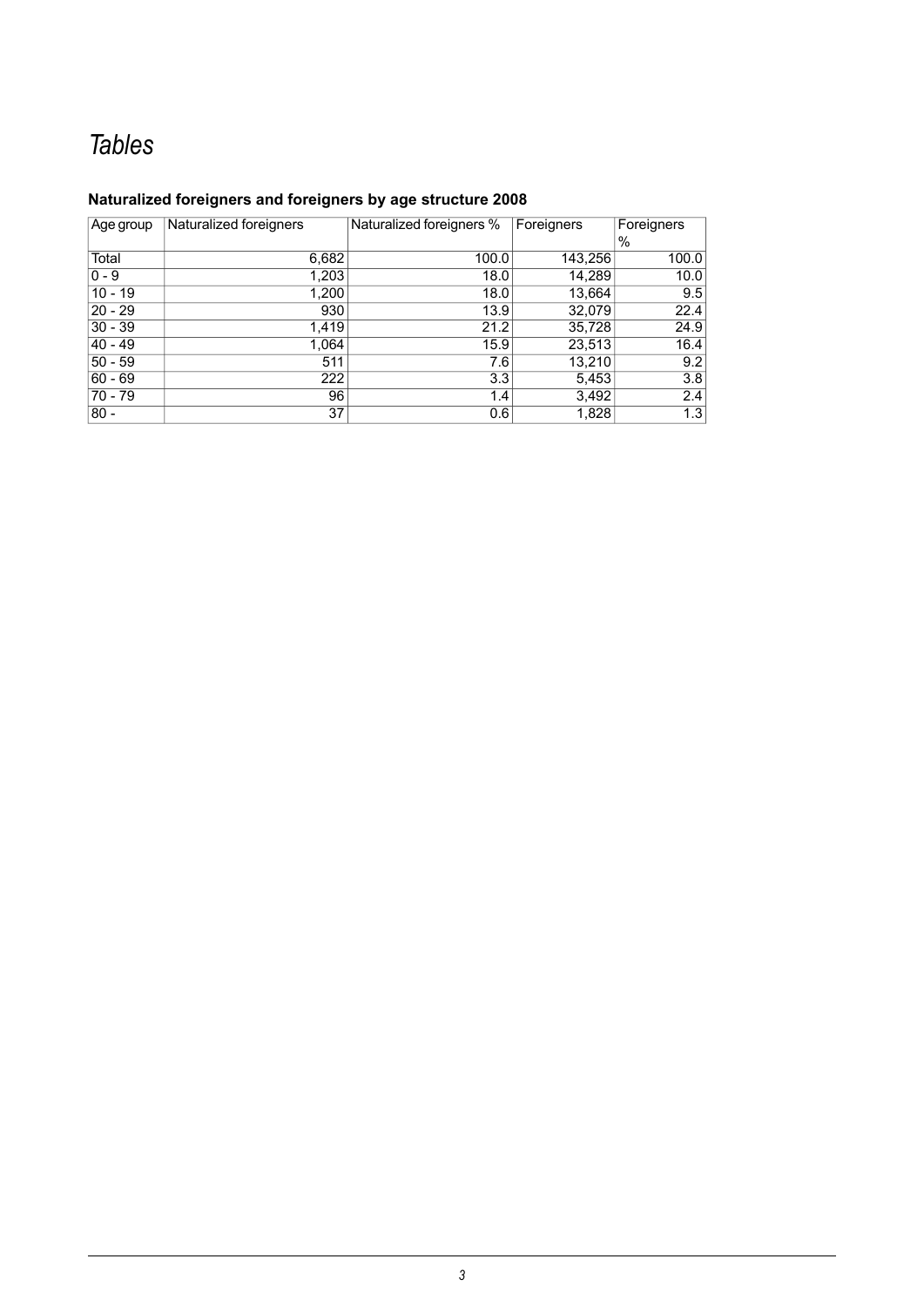# *Tables*

### Naturalized foreigners and foreigners by age structure 2008

| Age group | Naturalized foreigners | Naturalized foreigners % | Foreigners | Foreigners % |
|---|---|---|---|---|
| Total | 6,682 | 100.0 | 143,256 | 100.0 |
| 0 - 9 | 1,203 | 18.0 | 14,289 | 10.0 |
| 10 - 19 | 1,200 | 18.0 | 13,664 | 9.5 |
| 20 - 29 | 930 | 13.9 | 32,079 | 22.4 |
| 30 - 39 | 1,419 | 21.2 | 35,728 | 24.9 |
| 40 - 49 | 1,064 | 15.9 | 23,513 | 16.4 |
| 50 - 59 | 511 | 7.6 | 13,210 | 9.2 |
| 60 - 69 | 222 | 3.3 | 5,453 | 3.8 |
| 70 - 79 | 96 | 1.4 | 3,492 | 2.4 |
| 80 - | 37 | 0.6 | 1,828 | 1.3 |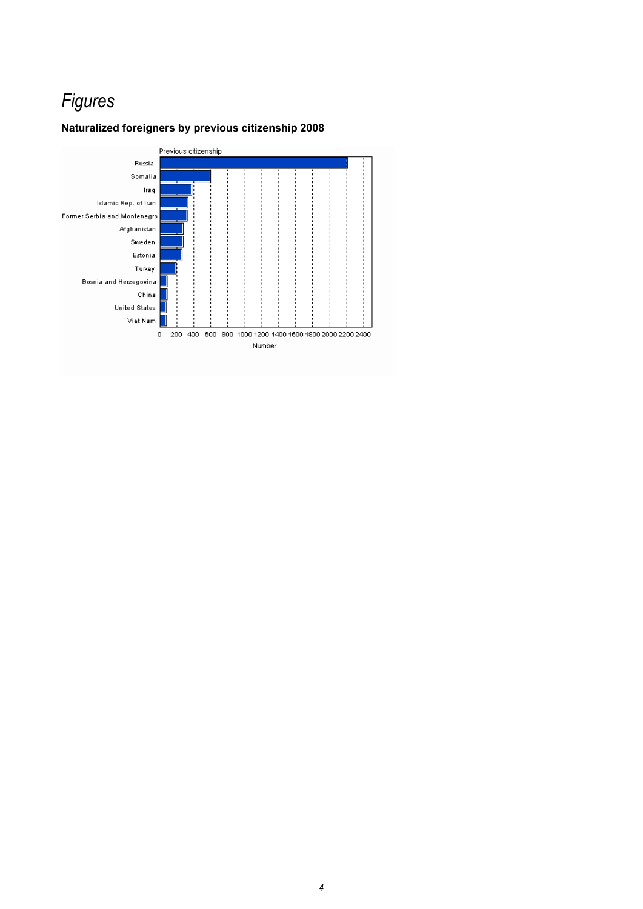# *Figures*

**Naturalized foreigners by previous citizenship 2008**

Previous citizenship

Russia
Somalia
Iraq
Islamic Rep. of Iran
Former Serbia and Montenegro
Afghanistan
Sweden
Estonia
Turkey
Bosnia and Herzegovina
China
United States
Viet Nam

0 200 400 600 800 1000 1200 1400 1600 1800 2000 2200 2400

Number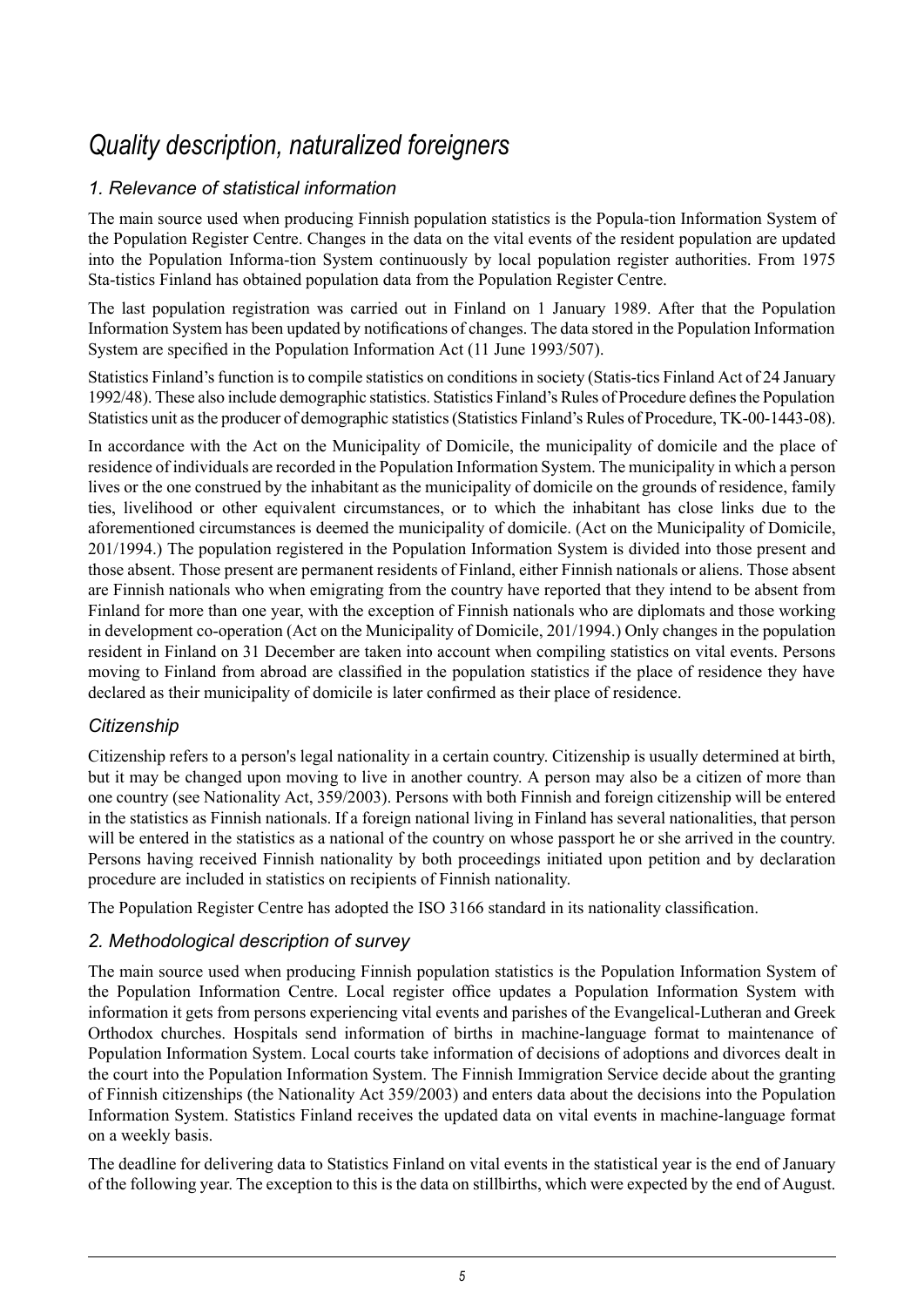# Quality description, naturalized foreigners

## 1. Relevance of statistical information

The main source used when producing Finnish population statistics is the Popula-tion Information System of the Population Register Centre. Changes in the data on the vital events of the resident population are updated into the Population Informa-tion System continuously by local population register authorities. From 1975 Sta-tistics Finland has obtained population data from the Population Register Centre.

The last population registration was carried out in Finland on 1 January 1989. After that the Population Information System has been updated by notifications of changes. The data stored in the Population Information System are specified in the Population Information Act (11 June 1993/507).

Statistics Finland's function is to compile statistics on conditions in society (Statis-tics Finland Act of 24 January 1992/48). These also include demographic statistics. Statistics Finland's Rules of Procedure defines the Population Statistics unit as the producer of demographic statistics (Statistics Finland's Rules of Procedure, TK-00-1443-08).

In accordance with the Act on the Municipality of Domicile, the municipality of domicile and the place of residence of individuals are recorded in the Population Information System. The municipality in which a person lives or the one construed by the inhabitant as the municipality of domicile on the grounds of residence, family ties, livelihood or other equivalent circumstances, or to which the inhabitant has close links due to the aforementioned circumstances is deemed the municipality of domicile. (Act on the Municipality of Domicile, 201/1994.) The population registered in the Population Information System is divided into those present and those absent. Those present are permanent residents of Finland, either Finnish nationals or aliens. Those absent are Finnish nationals who when emigrating from the country have reported that they intend to be absent from Finland for more than one year, with the exception of Finnish nationals who are diplomats and those working in development co-operation (Act on the Municipality of Domicile, 201/1994.) Only changes in the population resident in Finland on 31 December are taken into account when compiling statistics on vital events. Persons moving to Finland from abroad are classified in the population statistics if the place of residence they have declared as their municipality of domicile is later confirmed as their place of residence.

### Citizenship

Citizenship refers to a person's legal nationality in a certain country. Citizenship is usually determined at birth, but it may be changed upon moving to live in another country. A person may also be a citizen of more than one country (see Nationality Act, 359/2003). Persons with both Finnish and foreign citizenship will be entered in the statistics as Finnish nationals. If a foreign national living in Finland has several nationalities, that person will be entered in the statistics as a national of the country on whose passport he or she arrived in the country. Persons having received Finnish nationality by both proceedings initiated upon petition and by declaration procedure are included in statistics on recipients of Finnish nationality.

The Population Register Centre has adopted the ISO 3166 standard in its nationality classification.

## 2. Methodological description of survey

The main source used when producing Finnish population statistics is the Population Information System of the Population Information Centre. Local register office updates a Population Information System with information it gets from persons experiencing vital events and parishes of the Evangelical-Lutheran and Greek Orthodox churches. Hospitals send information of births in machine-language format to maintenance of Population Information System. Local courts take information of decisions of adoptions and divorces dealt in the court into the Population Information System. The Finnish Immigration Service decide about the granting of Finnish citizenships (the Nationality Act 359/2003) and enters data about the decisions into the Population Information System. Statistics Finland receives the updated data on vital events in machine-language format on a weekly basis.

The deadline for delivering data to Statistics Finland on vital events in the statistical year is the end of January of the following year. The exception to this is the data on stillbirths, which were expected by the end of August.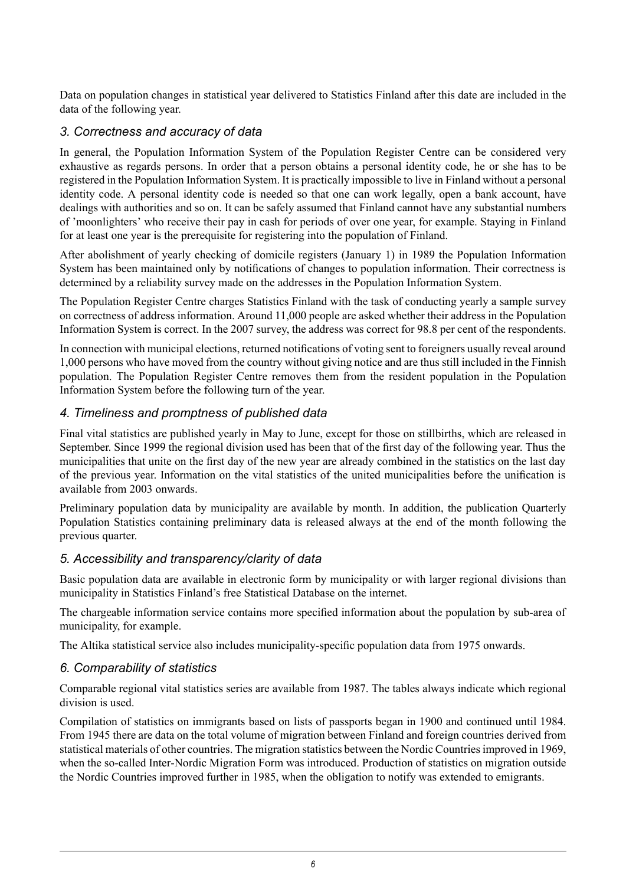Data on population changes in statistical year delivered to Statistics Finland after this date are included in the data of the following year.

### *3. Correctness and accuracy of data*

In general, the Population Information System of the Population Register Centre can be considered very exhaustive as regards persons. In order that a person obtains a personal identity code, he or she has to be registered in the Population Information System. It is practically impossible to live in Finland without a personal identity code. A personal identity code is needed so that one can work legally, open a bank account, have dealings with authorities and so on. It can be safely assumed that Finland cannot have any substantial numbers of 'moonlighters' who receive their pay in cash for periods of over one year, for example. Staying in Finland for at least one year is the prerequisite for registering into the population of Finland.

After abolishment of yearly checking of domicile registers (January 1) in 1989 the Population Information System has been maintained only by notifications of changes to population information. Their correctness is determined by a reliability survey made on the addresses in the Population Information System.

The Population Register Centre charges Statistics Finland with the task of conducting yearly a sample survey on correctness of address information. Around 11,000 people are asked whether their address in the Population Information System is correct. In the 2007 survey, the address was correct for 98.8 per cent of the respondents.

In connection with municipal elections, returned notifications of voting sent to foreigners usually reveal around 1,000 persons who have moved from the country without giving notice and are thus still included in the Finnish population. The Population Register Centre removes them from the resident population in the Population Information System before the following turn of the year.

### *4. Timeliness and promptness of published data*

Final vital statistics are published yearly in May to June, except for those on stillbirths, which are released in September. Since 1999 the regional division used has been that of the first day of the following year. Thus the municipalities that unite on the first day of the new year are already combined in the statistics on the last day of the previous year. Information on the vital statistics of the united municipalities before the unification is available from 2003 onwards.

Preliminary population data by municipality are available by month. In addition, the publication Quarterly Population Statistics containing preliminary data is released always at the end of the month following the previous quarter.

### *5. Accessibility and transparency/clarity of data*

Basic population data are available in electronic form by municipality or with larger regional divisions than municipality in Statistics Finland's free Statistical Database on the internet.

The chargeable information service contains more specified information about the population by sub-area of municipality, for example.

The Altika statistical service also includes municipality-specific population data from 1975 onwards.

### *6. Comparability of statistics*

Comparable regional vital statistics series are available from 1987. The tables always indicate which regional division is used.

Compilation of statistics on immigrants based on lists of passports began in 1900 and continued until 1984. From 1945 there are data on the total volume of migration between Finland and foreign countries derived from statistical materials of other countries. The migration statistics between the Nordic Countries improved in 1969, when the so-called Inter-Nordic Migration Form was introduced. Production of statistics on migration outside the Nordic Countries improved further in 1985, when the obligation to notify was extended to emigrants.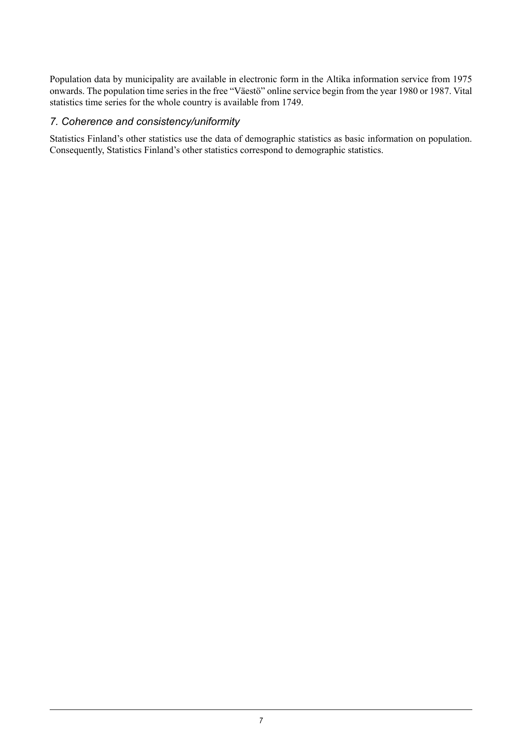Population data by municipality are available in electronic form in the Altika information service from 1975 onwards. The population time series in the free "Väestö" online service begin from the year 1980 or 1987. Vital statistics time series for the whole country is available from 1749.

## *7. Coherence and consistency/uniformity*

Statistics Finland's other statistics use the data of demographic statistics as basic information on population. Consequently, Statistics Finland's other statistics correspond to demographic statistics.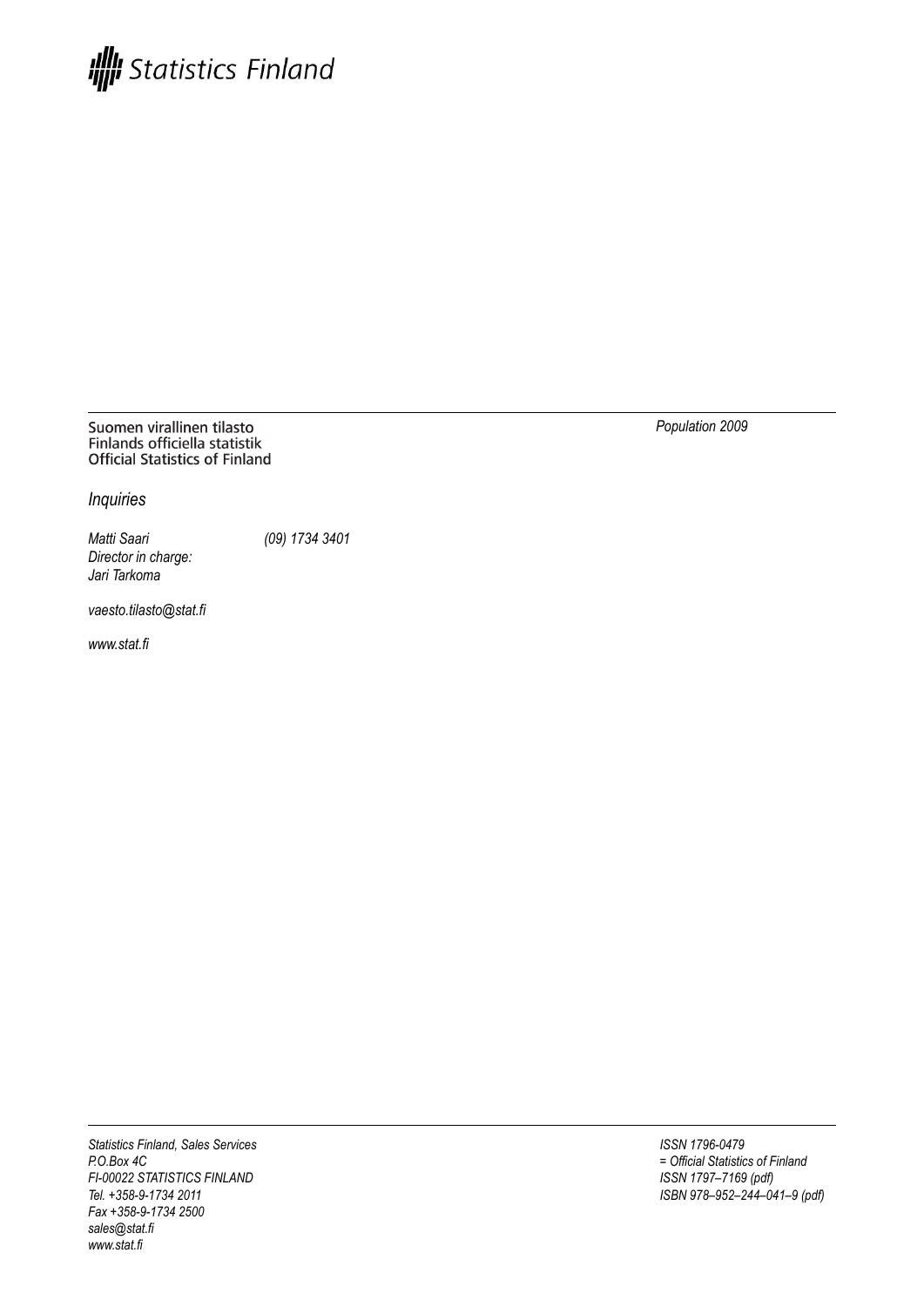Statistics Finland

Suomen virallinen tilasto
Finlands officiella statistik
Official Statistics of Finland

*Population 2009*

*Inquiries*

*Matti Saari* *(09) 1734 3401*
*Director in charge:*
*Jari Tarkoma*

*vaesto.tilasto@stat.fi*

*www.stat.fi*

*Statistics Finland, Sales Services*
*P.O.Box 4C*
*FI-00022 STATISTICS FINLAND*
*Tel. +358-9-1734 2011*
*Fax +358-9-1734 2500*
*sales@stat.fi*
*www.stat.fi*

*ISSN 1796-0479*
*= Official Statistics of Finland*
*ISSN 1797–7169 (pdf)*
*ISBN 978–952–244–041–9 (pdf)*